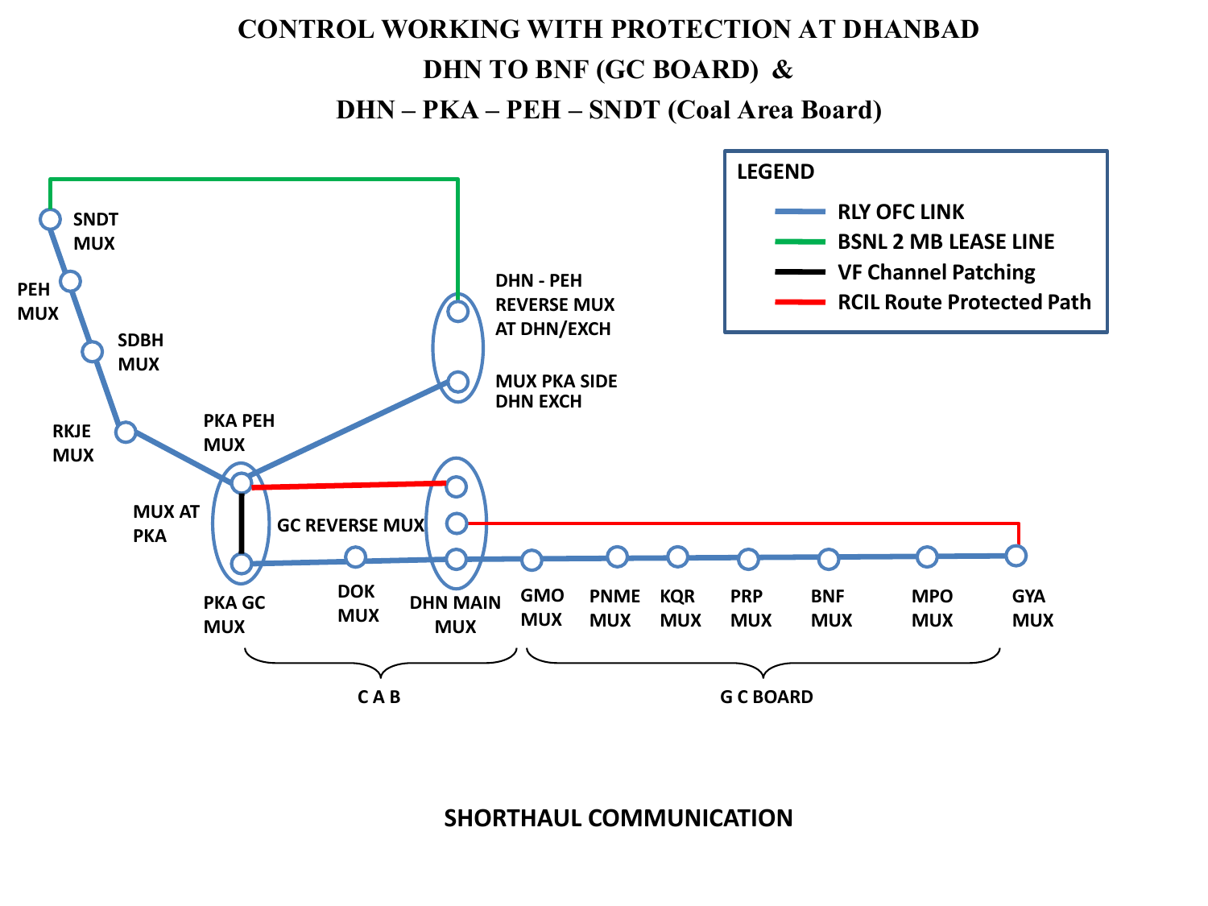# CONTROL WORKING WITH PROTECTION AT DHANBAD

## DHN TO BNF (GC BOARD) &

## DHN – PKA – PEH – SNDT (Coal Area Board)

**LEGEND**

- RLY OFC LINK
- BSNL 2 MB LEASE LINE
- VF Channel Patching
- RCIL Route Protected Path

SNDT MUX

PEH MUX

SDBH MUX

RKJE MUX

PKA PEH MUX

MUX AT PKA

PKA GC MUX

DHN - PEH REVERSE MUX AT DHN/EXCH

MUX PKA SIDE DHN EXCH

GC REVERSE MUX

DOK MUX

DHN MAIN MUX

GMO MUX

PNME MUX

KQR MUX

PRP MUX

BNF MUX

MPO MUX

GYA MUX

C A B

G C BOARD

**SHORTHAUL COMMUNICATION**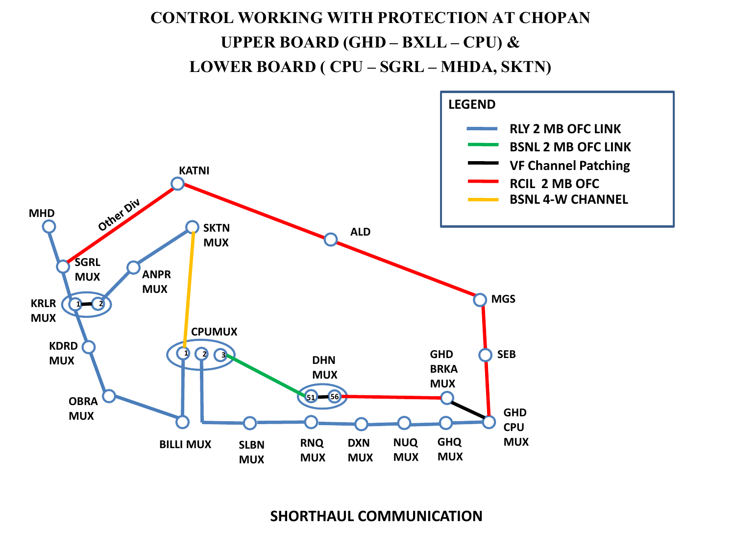# CONTROL WORKING WITH PROTECTION AT CHOPAN

## UPPER BOARD (GHD – BXLL – CPU) &

## LOWER BOARD ( CPU – SGRL – MHDA, SKTN)

**LEGEND**

- RLY 2 MB OFC LINK
- BSNL 2 MB OFC LINK
- VF Channel Patching
- RCIL 2 MB OFC
- BSNL 4-W CHANNEL

KATNI

Other Div

MHD

SKTN MUX

ALD

SGRL MUX

ANPR MUX

MGS

KRLR MUX

1 2

SEB

KDRD MUX

CPUMUX

1 2 3

GHD BRKA MUX

DHN MUX

51 56

OBRA MUX

GHD CPU MUX

BILLI MUX

SLBN MUX

RNQ MUX

DXN MUX

NUQ MUX

GHQ MUX

**SHORTHAUL COMMUNICATION**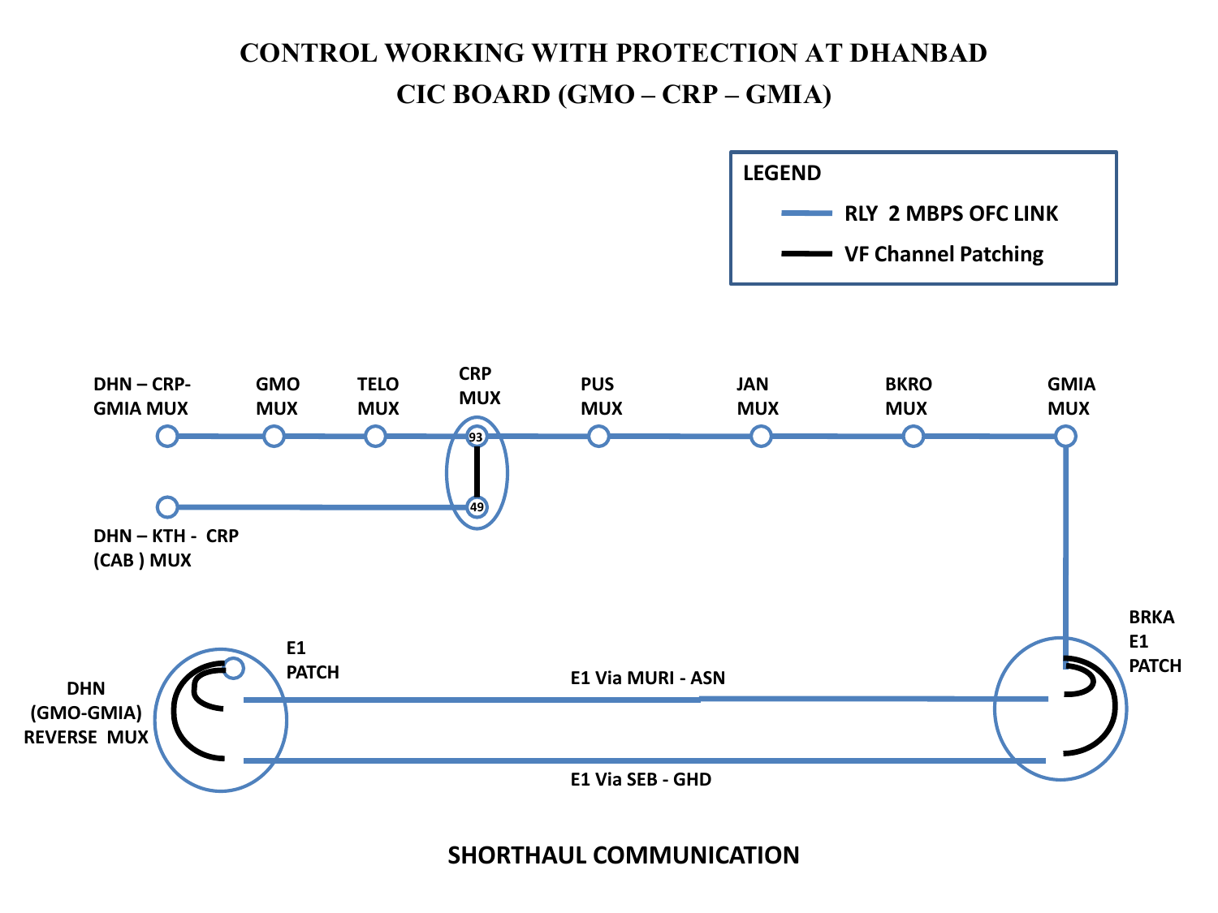# CONTROL WORKING WITH PROTECTION AT DHANBAD

## CIC BOARD (GMO – CRP – GMIA)

**LEGEND**

- RLY 2 MBPS OFC LINK
- VF Channel Patching

DHN – CRP- GMIA MUX

GMO MUX

TELO MUX

CRP MUX

93

49

PUS MUX

JAN MUX

BKRO MUX

GMIA MUX

DHN – KTH - CRP (CAB ) MUX

E1 PATCH

DHN (GMO-GMIA) REVERSE MUX

E1 Via MURI - ASN

E1 Via SEB - GHD

BRKA E1 PATCH

**SHORTHAUL COMMUNICATION**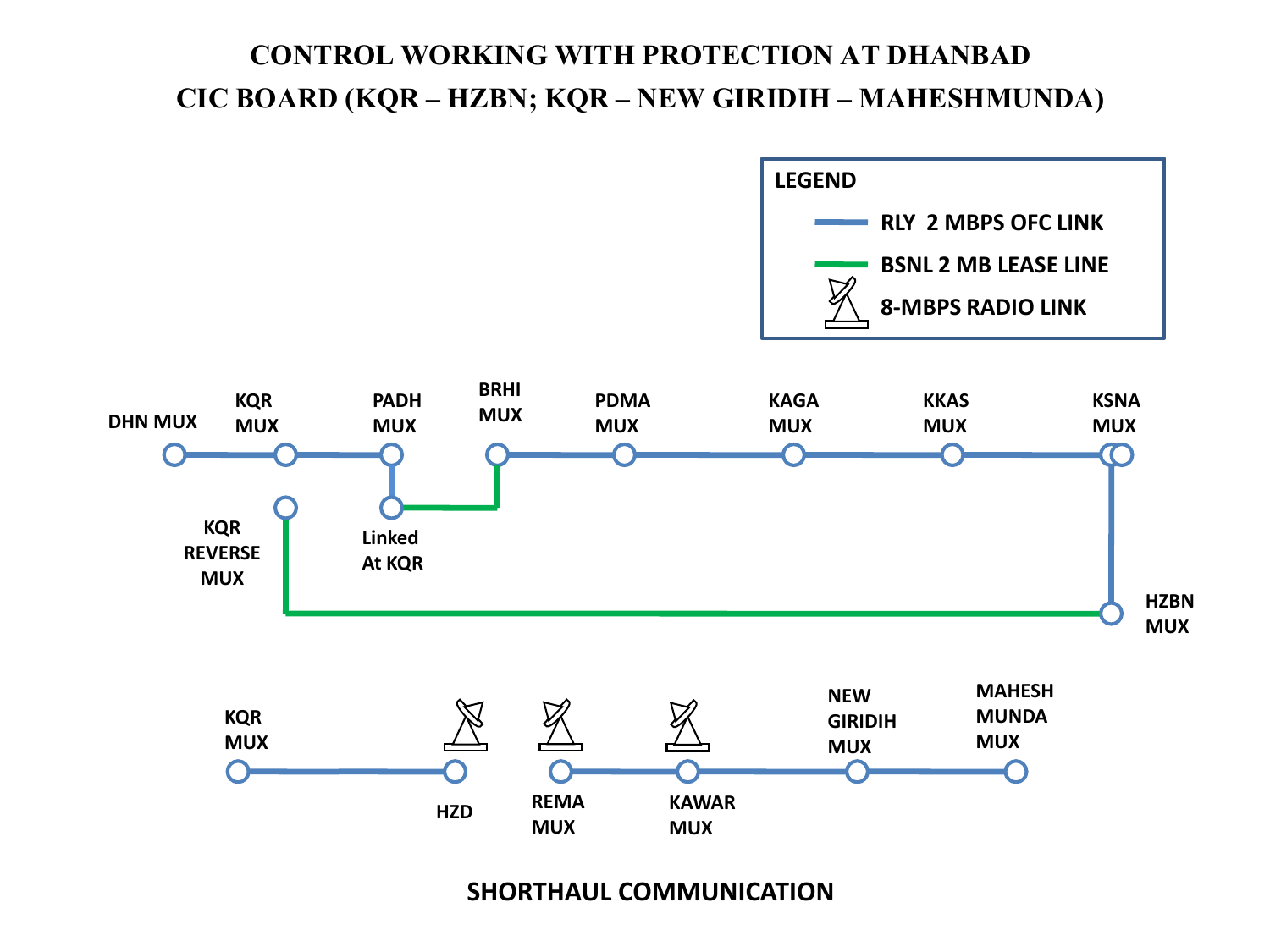# CONTROL WORKING WITH PROTECTION AT DHANBAD

## CIC BOARD (KQR – HZBN; KQR – NEW GIRIDIH – MAHESHMUNDA)

**LEGEND**

- RLY 2 MBPS OFC LINK
- BSNL 2 MB LEASE LINE
- 8-MBPS RADIO LINK

DHN MUX — KQR MUX — PADH MUX — BRHI MUX — PDMA MUX — KAGA MUX — KKAS MUX — KSNA MUX

PADH MUX — Linked At KQR

KQR REVERSE MUX

HZBN MUX

KQR MUX — HZD — REMA MUX — KAWAR MUX — NEW GIRIDIH MUX — MAHESH MUNDA MUX

**SHORTHAUL COMMUNICATION**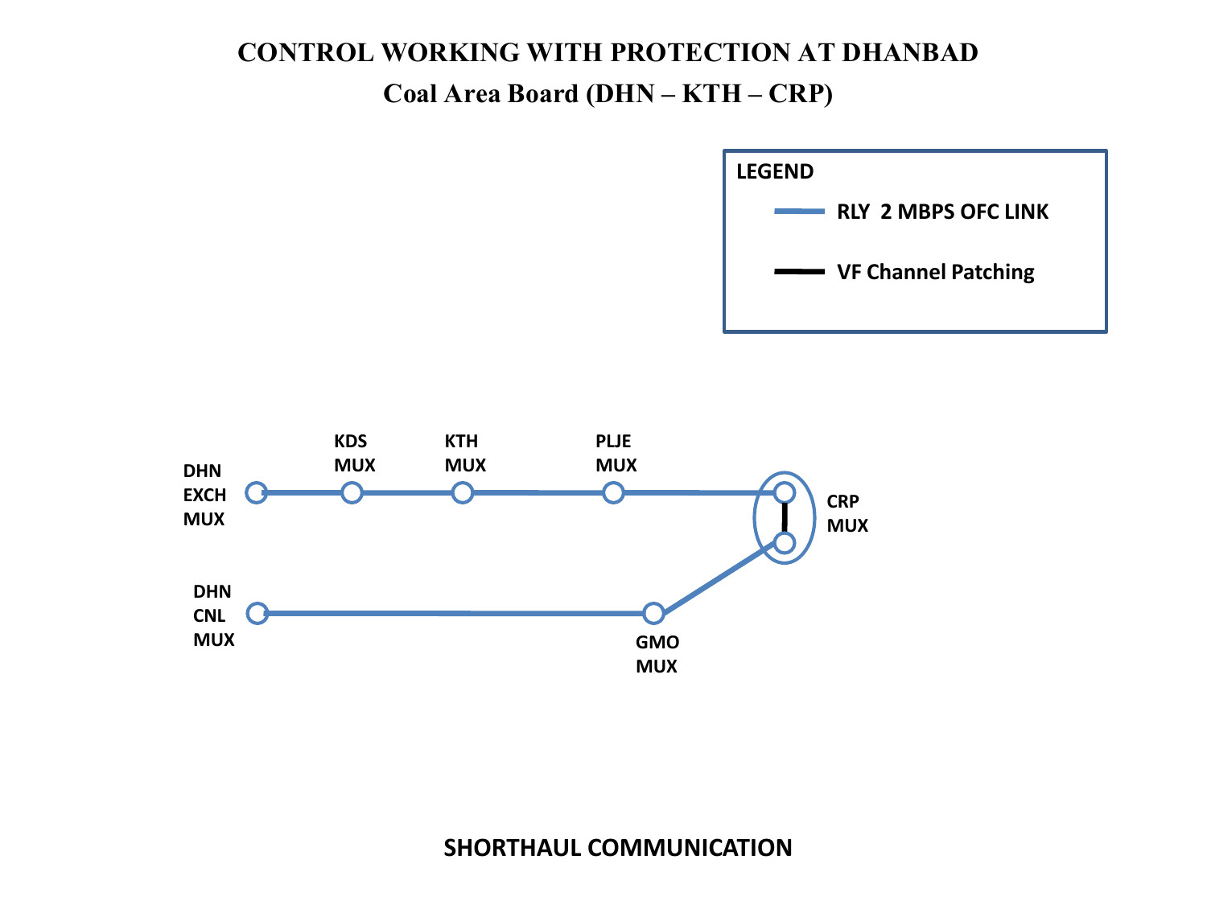# CONTROL WORKING WITH PROTECTION AT DHANBAD

## Coal Area Board (DHN – KTH – CRP)

**LEGEND**

- RLY 2 MBPS OFC LINK
- VF Channel Patching

DHN EXCH MUX — KDS MUX — KTH MUX — PLJE MUX — CRP MUX

DHN CNL MUX — GMO MUX — CRP MUX

**SHORTHAUL COMMUNICATION**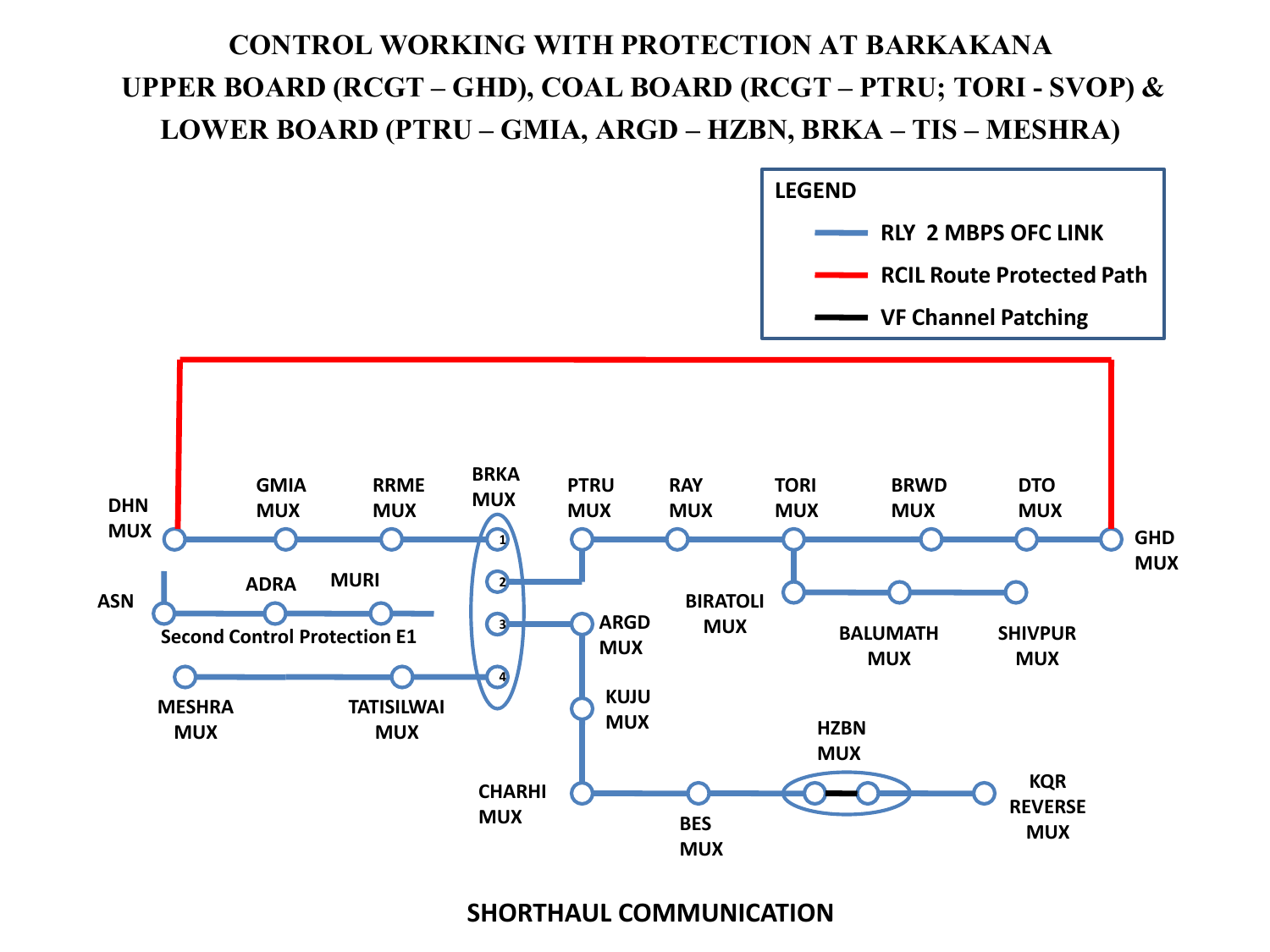# CONTROL WORKING WITH PROTECTION AT BARKAKANA
# UPPER BOARD (RCGT – GHD), COAL BOARD (RCGT – PTRU; TORI - SVOP) &
# LOWER BOARD (PTRU – GMIA, ARGD – HZBN, BRKA – TIS – MESHRA)

LEGEND

RLY 2 MBPS OFC LINK

RCIL Route Protected Path

VF Channel Patching

DHN MUX

GMIA MUX

RRME MUX

BRKA MUX

1

2

3

4

PTRU MUX

RAY MUX

TORI MUX

BRWD MUX

DTO MUX

GHD MUX

ASN

ADRA

MURI

Second Control Protection E1

MESHRA MUX

TATISILWAI MUX

ARGD MUX

KUJU MUX

CHARHI MUX

BES MUX

HZBN MUX

KQR REVERSE MUX

BIRATOLI MUX

BALUMATH MUX

SHIVPUR MUX

SHORTHAUL COMMUNICATION